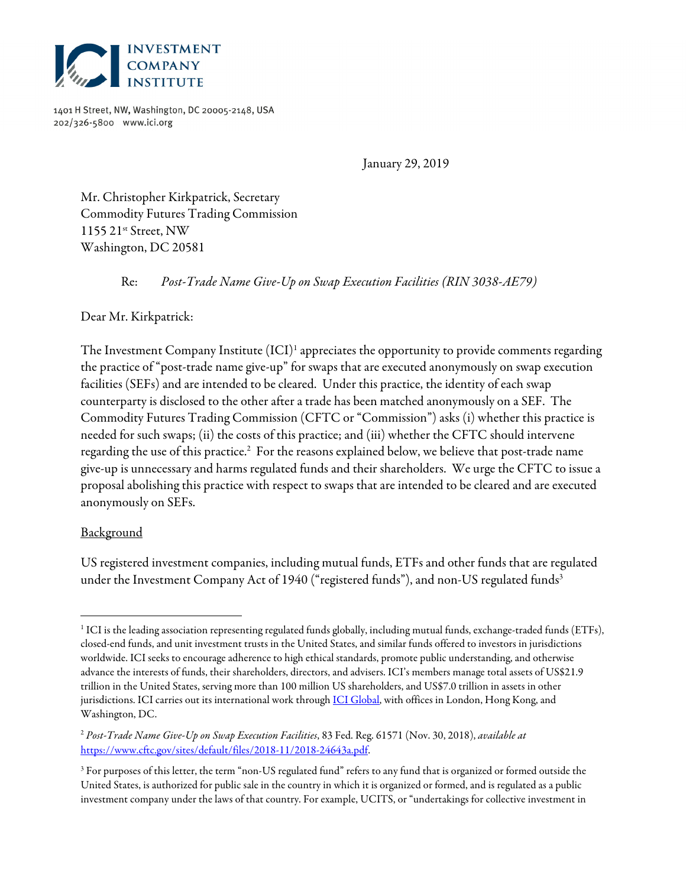**INVESTMENT COMPANY INSTITUTE**

1401 H Street, NW, Washington, DC 20005-2148, USA
202/326-5800 www.ici.org

January 29, 2019

Mr. Christopher Kirkpatrick, Secretary
Commodity Futures Trading Commission
1155 21st Street, NW
Washington, DC 20581

Re: *Post-Trade Name Give-Up on Swap Execution Facilities (RIN 3038-AE79)*

Dear Mr. Kirkpatrick:

The Investment Company Institute (ICI)[1] appreciates the opportunity to provide comments regarding the practice of "post-trade name give-up" for swaps that are executed anonymously on swap execution facilities (SEFs) and are intended to be cleared. Under this practice, the identity of each swap counterparty is disclosed to the other after a trade has been matched anonymously on a SEF. The Commodity Futures Trading Commission (CFTC or "Commission") asks (i) whether this practice is needed for such swaps; (ii) the costs of this practice; and (iii) whether the CFTC should intervene regarding the use of this practice.[2] For the reasons explained below, we believe that post-trade name give-up is unnecessary and harms regulated funds and their shareholders. We urge the CFTC to issue a proposal abolishing this practice with respect to swaps that are intended to be cleared and are executed anonymously on SEFs.

## Background

US registered investment companies, including mutual funds, ETFs and other funds that are regulated under the Investment Company Act of 1940 ("registered funds"), and non-US regulated funds[3]

---

[1] ICI is the leading association representing regulated funds globally, including mutual funds, exchange-traded funds (ETFs), closed-end funds, and unit investment trusts in the United States, and similar funds offered to investors in jurisdictions worldwide. ICI seeks to encourage adherence to high ethical standards, promote public understanding, and otherwise advance the interests of funds, their shareholders, directors, and advisers. ICI's members manage total assets of US$21.9 trillion in the United States, serving more than 100 million US shareholders, and US$7.0 trillion in assets in other jurisdictions. ICI carries out its international work through [ICI Global](ICI Global), with offices in London, Hong Kong, and Washington, DC.

[2] *Post-Trade Name Give-Up on Swap Execution Facilities*, 83 Fed. Reg. 61571 (Nov. 30, 2018), *available at* https://www.cftc.gov/sites/default/files/2018-11/2018-24643a.pdf.

[3] For purposes of this letter, the term "non-US regulated fund" refers to any fund that is organized or formed outside the United States, is authorized for public sale in the country in which it is organized or formed, and is regulated as a public investment company under the laws of that country. For example, UCITS, or "undertakings for collective investment in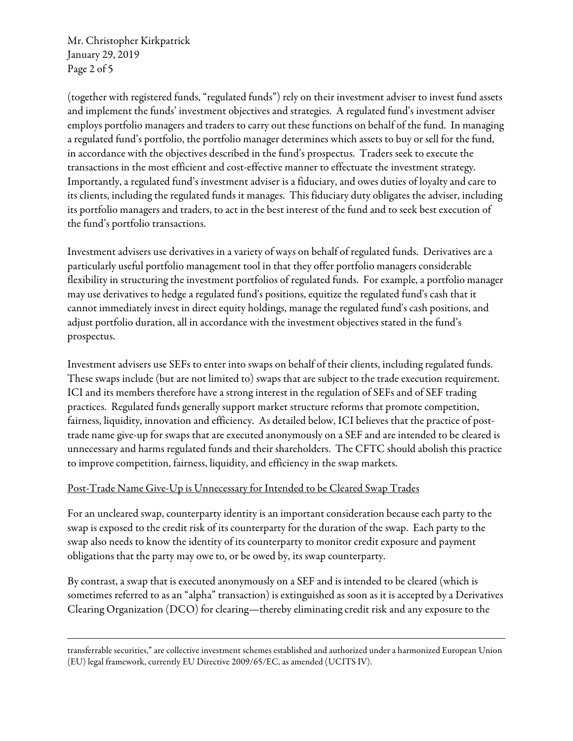(together with registered funds, "regulated funds") rely on their investment adviser to invest fund assets and implement the funds' investment objectives and strategies. A regulated fund's investment adviser employs portfolio managers and traders to carry out these functions on behalf of the fund. In managing a regulated fund's portfolio, the portfolio manager determines which assets to buy or sell for the fund, in accordance with the objectives described in the fund's prospectus. Traders seek to execute the transactions in the most efficient and cost-effective manner to effectuate the investment strategy. Importantly, a regulated fund's investment adviser is a fiduciary, and owes duties of loyalty and care to its clients, including the regulated funds it manages. This fiduciary duty obligates the adviser, including its portfolio managers and traders, to act in the best interest of the fund and to seek best execution of the fund's portfolio transactions.

Investment advisers use derivatives in a variety of ways on behalf of regulated funds. Derivatives are a particularly useful portfolio management tool in that they offer portfolio managers considerable flexibility in structuring the investment portfolios of regulated funds. For example, a portfolio manager may use derivatives to hedge a regulated fund's positions, equitize the regulated fund's cash that it cannot immediately invest in direct equity holdings, manage the regulated fund's cash positions, and adjust portfolio duration, all in accordance with the investment objectives stated in the fund's prospectus.

Investment advisers use SEFs to enter into swaps on behalf of their clients, including regulated funds. These swaps include (but are not limited to) swaps that are subject to the trade execution requirement. ICI and its members therefore have a strong interest in the regulation of SEFs and of SEF trading practices. Regulated funds generally support market structure reforms that promote competition, fairness, liquidity, innovation and efficiency. As detailed below, ICI believes that the practice of post-trade name give-up for swaps that are executed anonymously on a SEF and are intended to be cleared is unnecessary and harms regulated funds and their shareholders. The CFTC should abolish this practice to improve competition, fairness, liquidity, and efficiency in the swap markets.

<u>Post-Trade Name Give-Up is Unnecessary for Intended to be Cleared Swap Trades</u>

For an uncleared swap, counterparty identity is an important consideration because each party to the swap is exposed to the credit risk of its counterparty for the duration of the swap. Each party to the swap also needs to know the identity of its counterparty to monitor credit exposure and payment obligations that the party may owe to, or be owed by, its swap counterparty.

By contrast, a swap that is executed anonymously on a SEF and is intended to be cleared (which is sometimes referred to as an "alpha" transaction) is extinguished as soon as it is accepted by a Derivatives Clearing Organization (DCO) for clearing—thereby eliminating credit risk and any exposure to the

---

transferrable securities," are collective investment schemes established and authorized under a harmonized European Union (EU) legal framework, currently EU Directive 2009/65/EC, as amended (UCITS IV).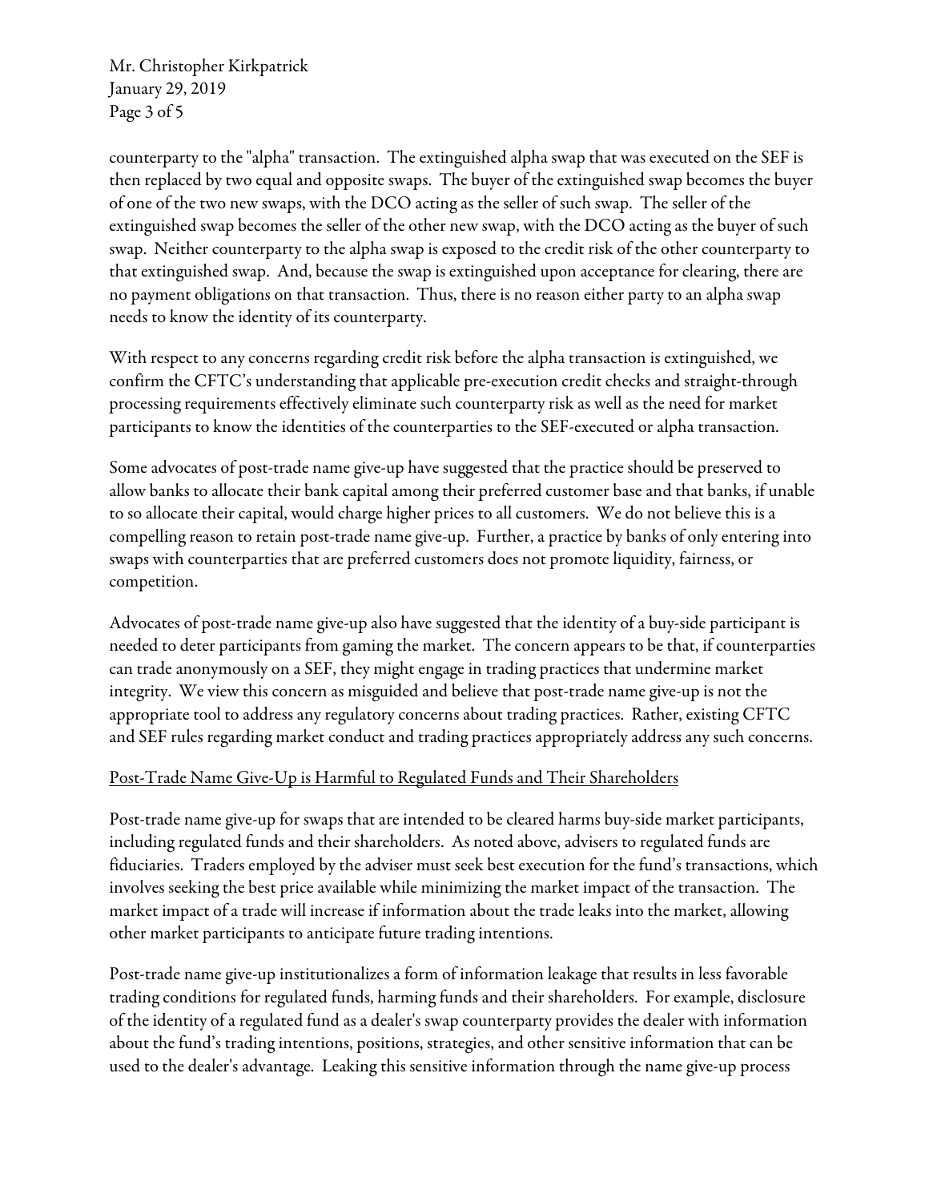counterparty to the "alpha" transaction. The extinguished alpha swap that was executed on the SEF is then replaced by two equal and opposite swaps. The buyer of the extinguished swap becomes the buyer of one of the two new swaps, with the DCO acting as the seller of such swap. The seller of the extinguished swap becomes the seller of the other new swap, with the DCO acting as the buyer of such swap. Neither counterparty to the alpha swap is exposed to the credit risk of the other counterparty to that extinguished swap. And, because the swap is extinguished upon acceptance for clearing, there are no payment obligations on that transaction. Thus, there is no reason either party to an alpha swap needs to know the identity of its counterparty.

With respect to any concerns regarding credit risk before the alpha transaction is extinguished, we confirm the CFTC's understanding that applicable pre-execution credit checks and straight-through processing requirements effectively eliminate such counterparty risk as well as the need for market participants to know the identities of the counterparties to the SEF-executed or alpha transaction.

Some advocates of post-trade name give-up have suggested that the practice should be preserved to allow banks to allocate their bank capital among their preferred customer base and that banks, if unable to so allocate their capital, would charge higher prices to all customers. We do not believe this is a compelling reason to retain post-trade name give-up. Further, a practice by banks of only entering into swaps with counterparties that are preferred customers does not promote liquidity, fairness, or competition.

Advocates of post-trade name give-up also have suggested that the identity of a buy-side participant is needed to deter participants from gaming the market. The concern appears to be that, if counterparties can trade anonymously on a SEF, they might engage in trading practices that undermine market integrity. We view this concern as misguided and believe that post-trade name give-up is not the appropriate tool to address any regulatory concerns about trading practices. Rather, existing CFTC and SEF rules regarding market conduct and trading practices appropriately address any such concerns.

<u>Post-Trade Name Give-Up is Harmful to Regulated Funds and Their Shareholders</u>

Post-trade name give-up for swaps that are intended to be cleared harms buy-side market participants, including regulated funds and their shareholders. As noted above, advisers to regulated funds are fiduciaries. Traders employed by the adviser must seek best execution for the fund's transactions, which involves seeking the best price available while minimizing the market impact of the transaction. The market impact of a trade will increase if information about the trade leaks into the market, allowing other market participants to anticipate future trading intentions.

Post-trade name give-up institutionalizes a form of information leakage that results in less favorable trading conditions for regulated funds, harming funds and their shareholders. For example, disclosure of the identity of a regulated fund as a dealer's swap counterparty provides the dealer with information about the fund's trading intentions, positions, strategies, and other sensitive information that can be used to the dealer's advantage. Leaking this sensitive information through the name give-up process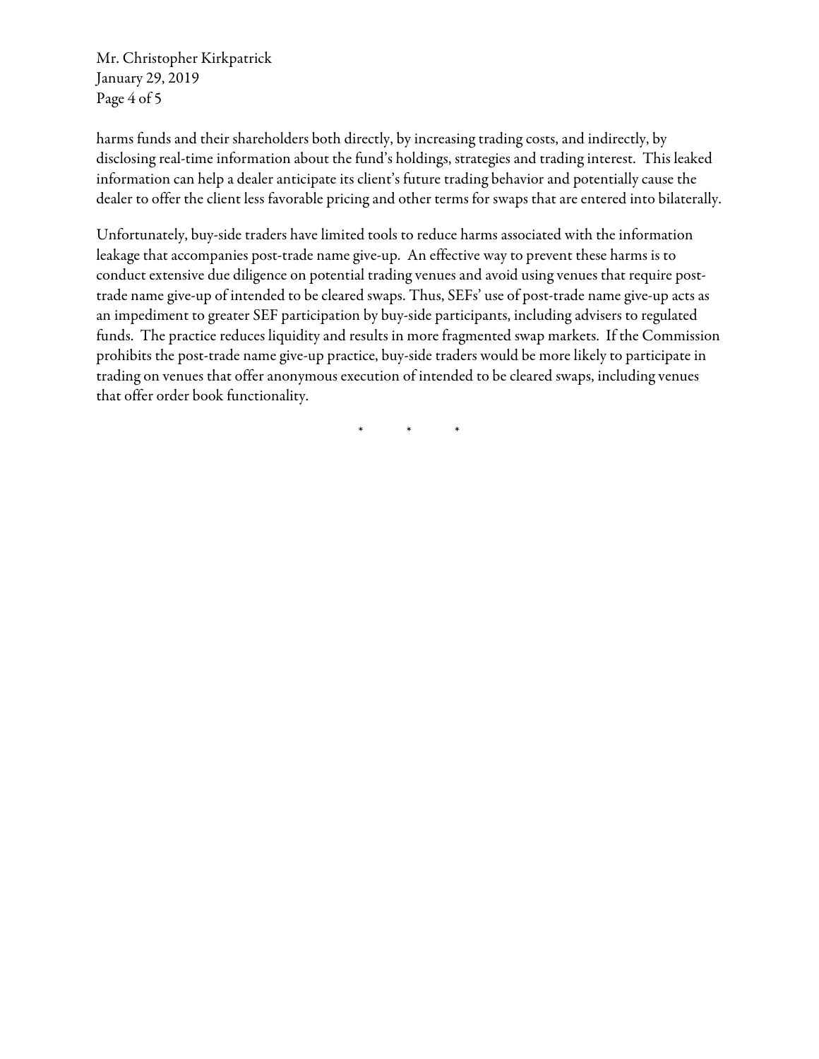harms funds and their shareholders both directly, by increasing trading costs, and indirectly, by disclosing real-time information about the fund's holdings, strategies and trading interest. This leaked information can help a dealer anticipate its client's future trading behavior and potentially cause the dealer to offer the client less favorable pricing and other terms for swaps that are entered into bilaterally.

Unfortunately, buy-side traders have limited tools to reduce harms associated with the information leakage that accompanies post-trade name give-up. An effective way to prevent these harms is to conduct extensive due diligence on potential trading venues and avoid using venues that require post-trade name give-up of intended to be cleared swaps. Thus, SEFs' use of post-trade name give-up acts as an impediment to greater SEF participation by buy-side participants, including advisers to regulated funds. The practice reduces liquidity and results in more fragmented swap markets. If the Commission prohibits the post-trade name give-up practice, buy-side traders would be more likely to participate in trading on venues that offer anonymous execution of intended to be cleared swaps, including venues that offer order book functionality.

\* \* \*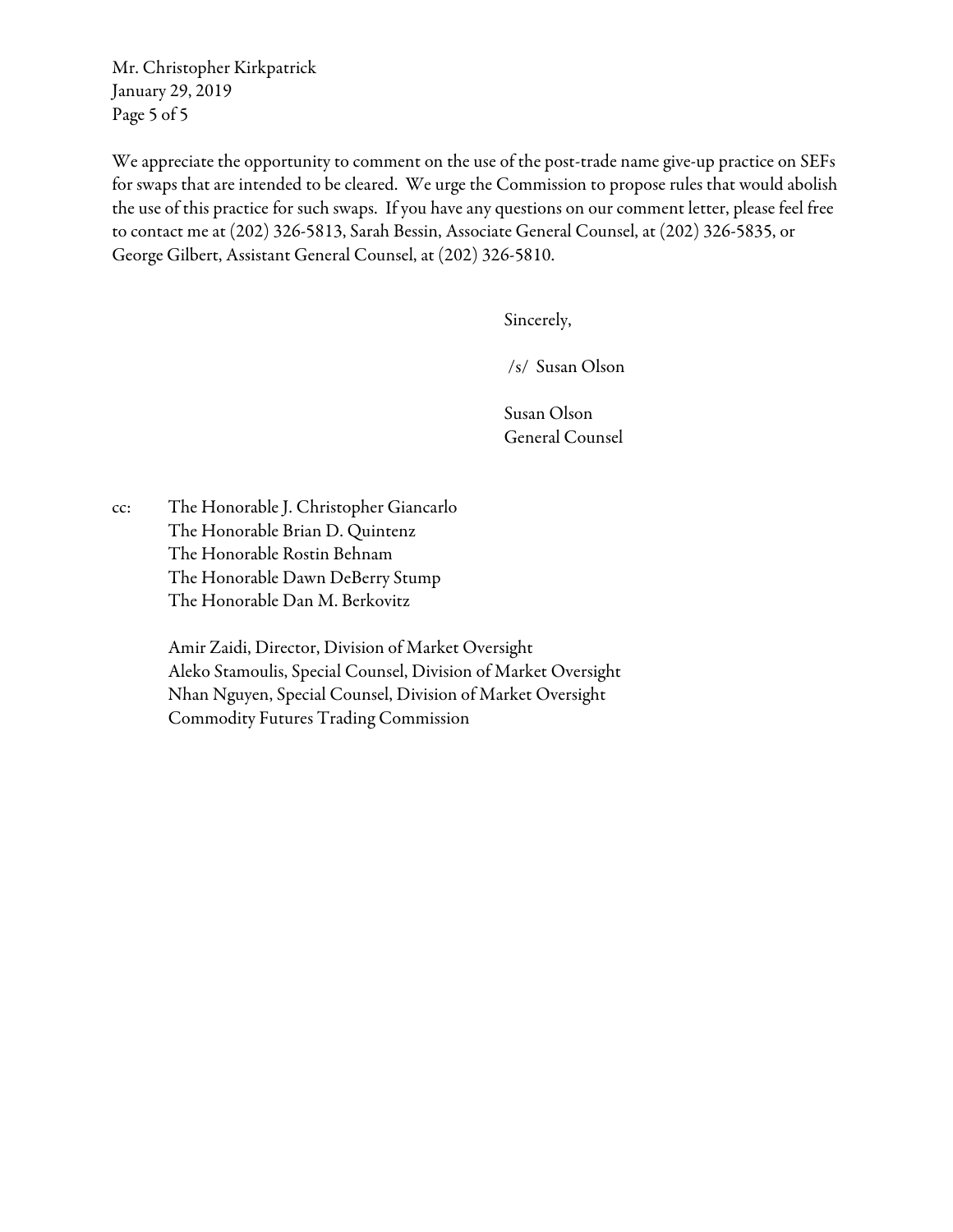We appreciate the opportunity to comment on the use of the post-trade name give-up practice on SEFs for swaps that are intended to be cleared. We urge the Commission to propose rules that would abolish the use of this practice for such swaps. If you have any questions on our comment letter, please feel free to contact me at (202) 326-5813, Sarah Bessin, Associate General Counsel, at (202) 326-5835, or George Gilbert, Assistant General Counsel, at (202) 326-5810.

Sincerely,

/s/ Susan Olson

Susan Olson
General Counsel

cc: The Honorable J. Christopher Giancarlo
The Honorable Brian D. Quintenz
The Honorable Rostin Behnam
The Honorable Dawn DeBerry Stump
The Honorable Dan M. Berkovitz

Amir Zaidi, Director, Division of Market Oversight
Aleko Stamoulis, Special Counsel, Division of Market Oversight
Nhan Nguyen, Special Counsel, Division of Market Oversight
Commodity Futures Trading Commission